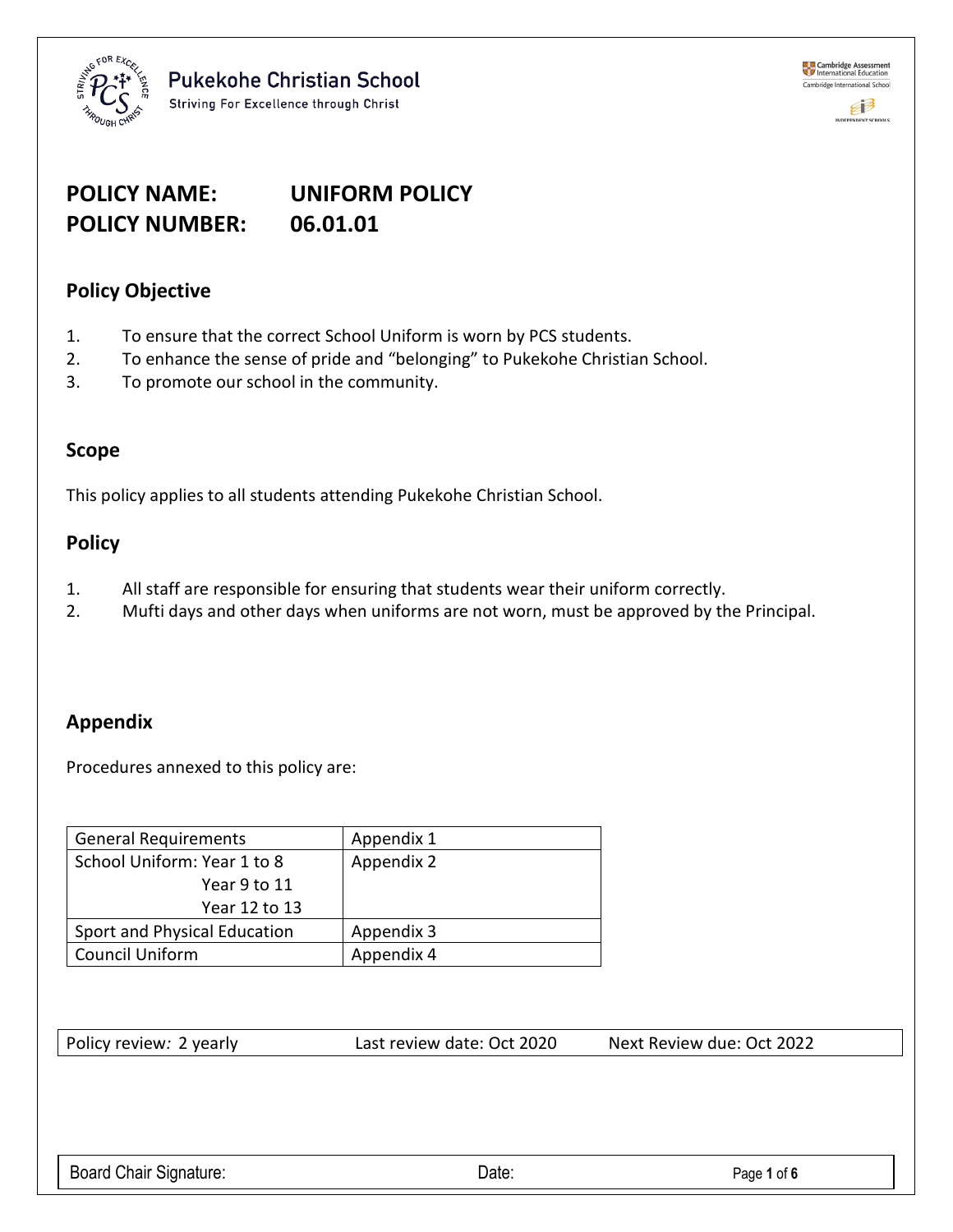Pukekohe Christian School

Striving For Excellence through Christ

# POLICY NAME: UNIFORM POLICY
# POLICY NUMBER: 06.01.01

## Policy Objective

1. To ensure that the correct School Uniform is worn by PCS students.
2. To enhance the sense of pride and "belonging" to Pukekohe Christian School.
3. To promote our school in the community.

## Scope

This policy applies to all students attending Pukekohe Christian School.

## Policy

1. All staff are responsible for ensuring that students wear their uniform correctly.
2. Mufti days and other days when uniforms are not worn, must be approved by the Principal.

## Appendix

Procedures annexed to this policy are:

| | |
|---|---|
| General Requirements | Appendix 1 |
| School Uniform: Year 1 to 8<br>Year 9 to 11<br>Year 12 to 13 | Appendix 2 |
| Sport and Physical Education | Appendix 3 |
| Council Uniform | Appendix 4 |

| | | |
|---|---|---|
| Policy review: 2 yearly | Last review date: Oct 2020 | Next Review due: Oct 2022 |

| | |
|---|---|
| Board Chair Signature: | Date: |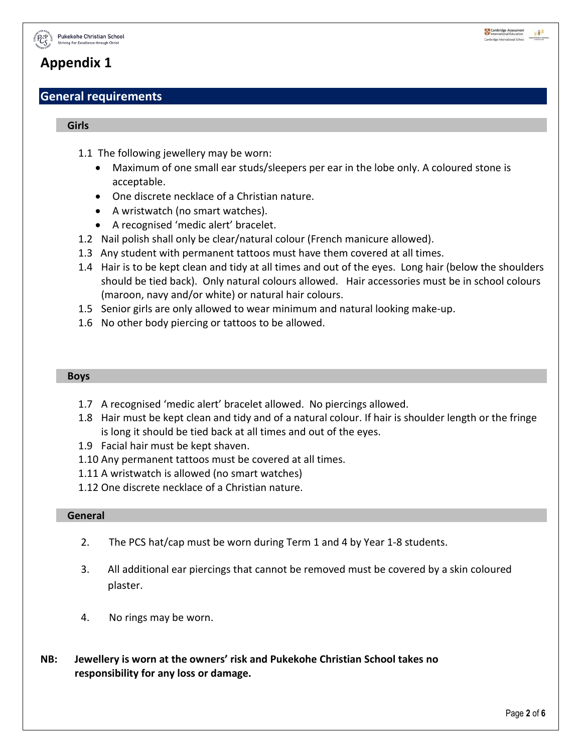# Appendix 1

## General requirements

### Girls

1.1 The following jewellery may be worn:

- Maximum of one small ear studs/sleepers per ear in the lobe only. A coloured stone is acceptable.
- One discrete necklace of a Christian nature.
- A wristwatch (no smart watches).
- A recognised 'medic alert' bracelet.

1.2 Nail polish shall only be clear/natural colour (French manicure allowed).

1.3 Any student with permanent tattoos must have them covered at all times.

1.4 Hair is to be kept clean and tidy at all times and out of the eyes. Long hair (below the shoulders should be tied back). Only natural colours allowed. Hair accessories must be in school colours (maroon, navy and/or white) or natural hair colours.

1.5 Senior girls are only allowed to wear minimum and natural looking make-up.

1.6 No other body piercing or tattoos to be allowed.

### Boys

1.7 A recognised 'medic alert' bracelet allowed. No piercings allowed.

1.8 Hair must be kept clean and tidy and of a natural colour. If hair is shoulder length or the fringe is long it should be tied back at all times and out of the eyes.

1.9 Facial hair must be kept shaven.

1.10 Any permanent tattoos must be covered at all times.

1.11 A wristwatch is allowed (no smart watches)

1.12 One discrete necklace of a Christian nature.

### General

2. The PCS hat/cap must be worn during Term 1 and 4 by Year 1-8 students.

3. All additional ear piercings that cannot be removed must be covered by a skin coloured plaster.

4. No rings may be worn.

**NB: Jewellery is worn at the owners' risk and Pukekohe Christian School takes no responsibility for any loss or damage.**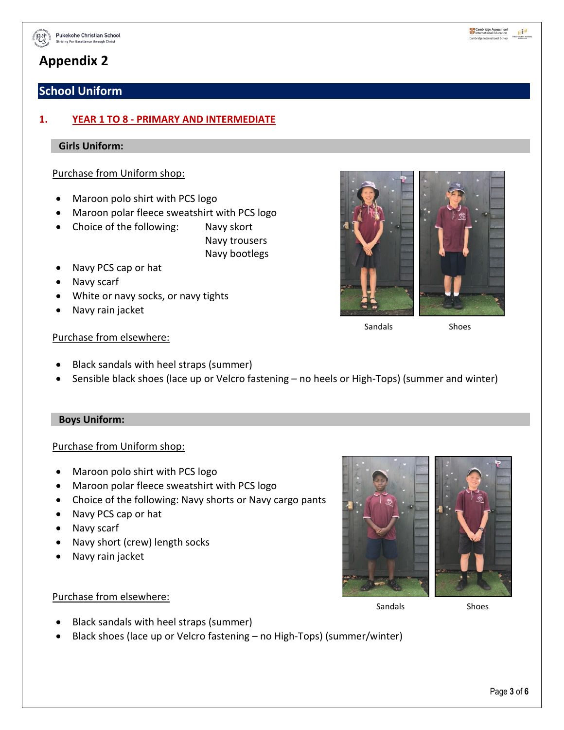# Appendix 2

## School Uniform

### 1. YEAR 1 TO 8 - PRIMARY AND INTERMEDIATE

#### Girls Uniform:

Purchase from Uniform shop:

- Maroon polo shirt with PCS logo
- Maroon polar fleece sweatshirt with PCS logo
- Choice of the following: Navy skort
  Navy trousers
  Navy bootlegs
- Navy PCS cap or hat
- Navy scarf
- White or navy socks, or navy tights
- Navy rain jacket

Sandals Shoes

Purchase from elsewhere:

- Black sandals with heel straps (summer)
- Sensible black shoes (lace up or Velcro fastening – no heels or High-Tops) (summer and winter)

#### Boys Uniform:

Purchase from Uniform shop:

- Maroon polo shirt with PCS logo
- Maroon polar fleece sweatshirt with PCS logo
- Choice of the following: Navy shorts or Navy cargo pants
- Navy PCS cap or hat
- Navy scarf
- Navy short (crew) length socks
- Navy rain jacket

Sandals Shoes

Purchase from elsewhere:

- Black sandals with heel straps (summer)
- Black shoes (lace up or Velcro fastening – no High-Tops) (summer/winter)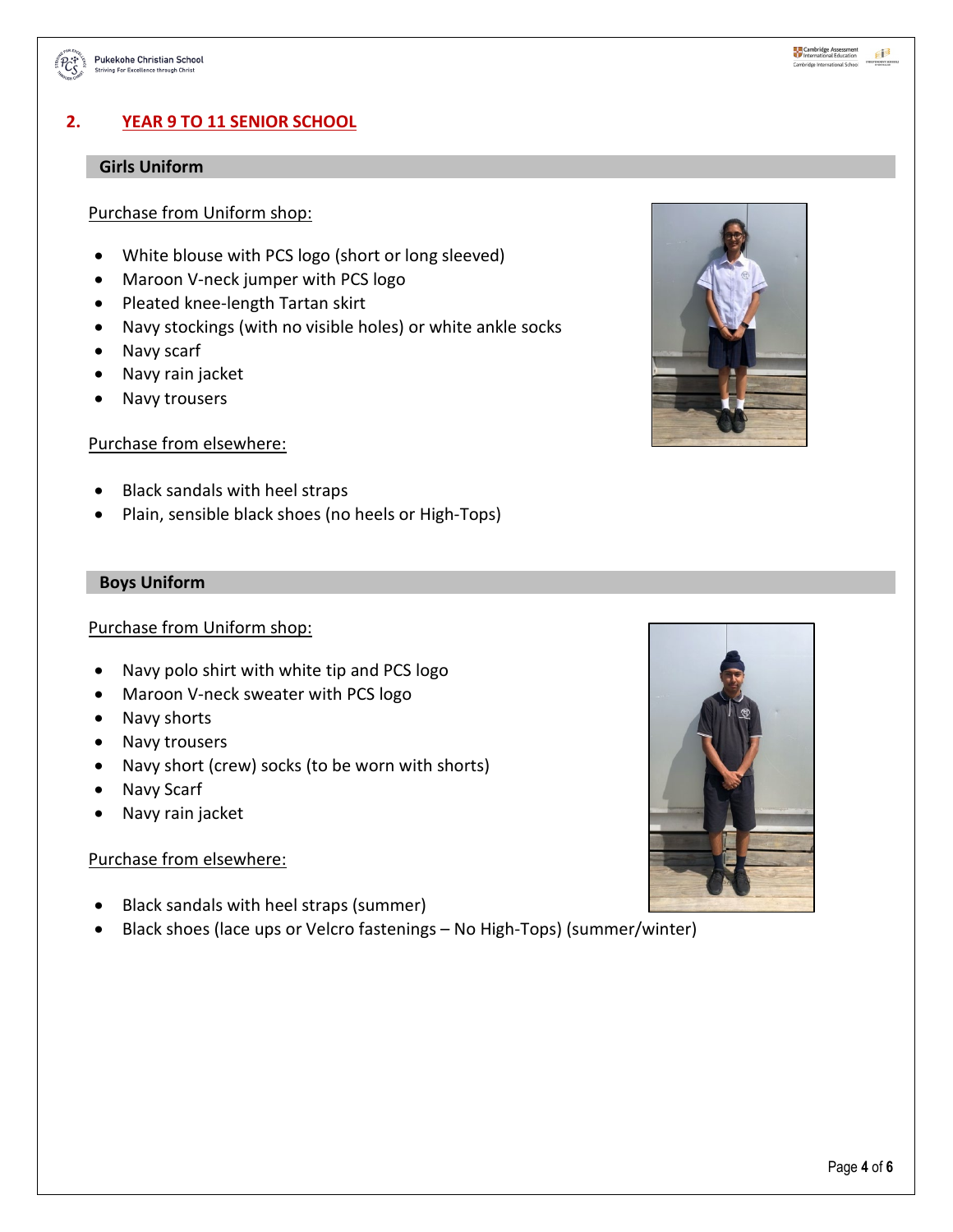## 2. YEAR 9 TO 11 SENIOR SCHOOL

### Girls Uniform

Purchase from Uniform shop:

- White blouse with PCS logo (short or long sleeved)
- Maroon V-neck jumper with PCS logo
- Pleated knee-length Tartan skirt
- Navy stockings (with no visible holes) or white ankle socks
- Navy scarf
- Navy rain jacket
- Navy trousers

Purchase from elsewhere:

- Black sandals with heel straps
- Plain, sensible black shoes (no heels or High-Tops)

### Boys Uniform

Purchase from Uniform shop:

- Navy polo shirt with white tip and PCS logo
- Maroon V-neck sweater with PCS logo
- Navy shorts
- Navy trousers
- Navy short (crew) socks (to be worn with shorts)
- Navy Scarf
- Navy rain jacket

Purchase from elsewhere:

- Black sandals with heel straps (summer)
- Black shoes (lace ups or Velcro fastenings – No High-Tops) (summer/winter)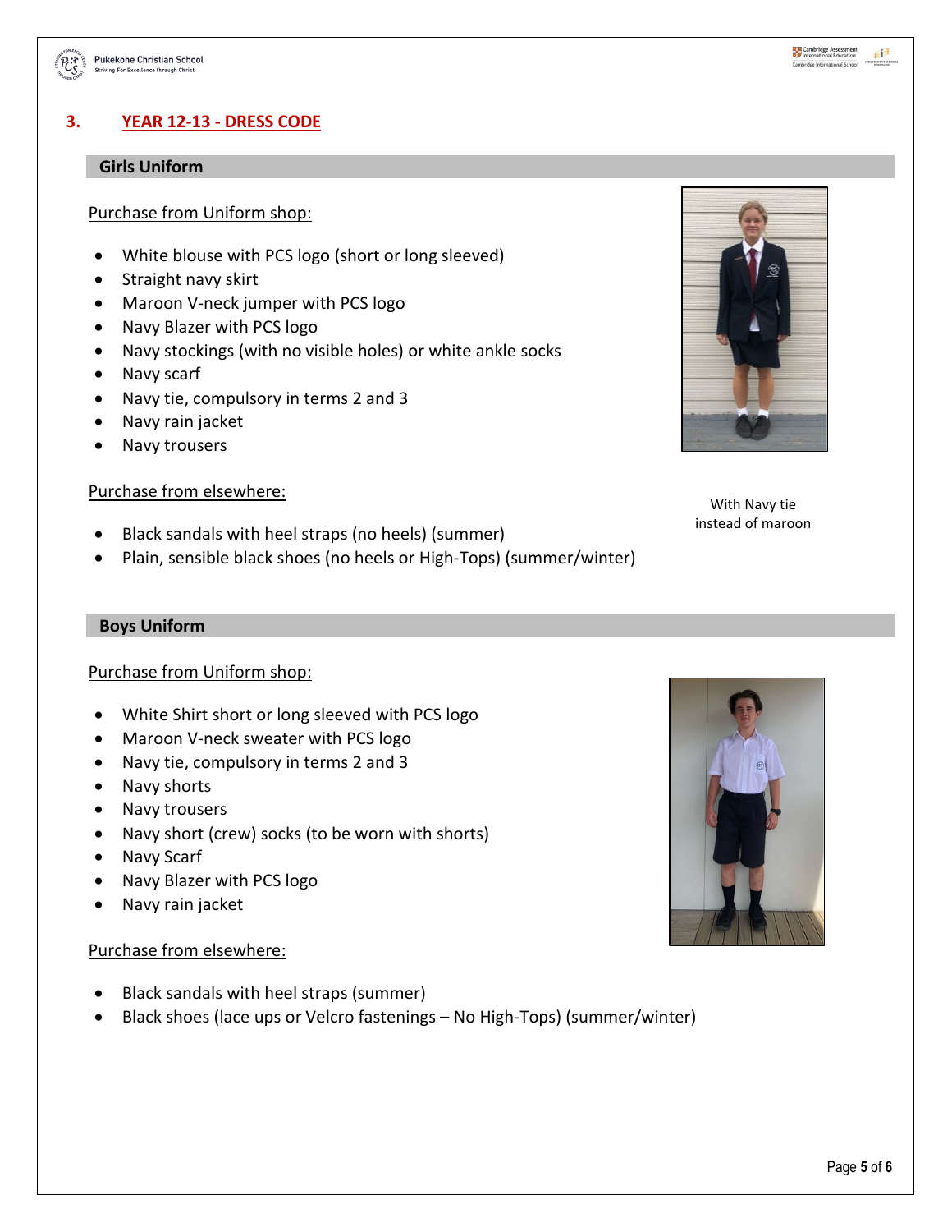## 3. YEAR 12-13 - DRESS CODE

### Girls Uniform

Purchase from Uniform shop:

- White blouse with PCS logo (short or long sleeved)
- Straight navy skirt
- Maroon V-neck jumper with PCS logo
- Navy Blazer with PCS logo
- Navy stockings (with no visible holes) or white ankle socks
- Navy scarf
- Navy tie, compulsory in terms 2 and 3
- Navy rain jacket
- Navy trousers

With Navy tie instead of maroon

Purchase from elsewhere:

- Black sandals with heel straps (no heels) (summer)
- Plain, sensible black shoes (no heels or High-Tops) (summer/winter)

### Boys Uniform

Purchase from Uniform shop:

- White Shirt short or long sleeved with PCS logo
- Maroon V-neck sweater with PCS logo
- Navy tie, compulsory in terms 2 and 3
- Navy shorts
- Navy trousers
- Navy short (crew) socks (to be worn with shorts)
- Navy Scarf
- Navy Blazer with PCS logo
- Navy rain jacket

Purchase from elsewhere:

- Black sandals with heel straps (summer)
- Black shoes (lace ups or Velcro fastenings – No High-Tops) (summer/winter)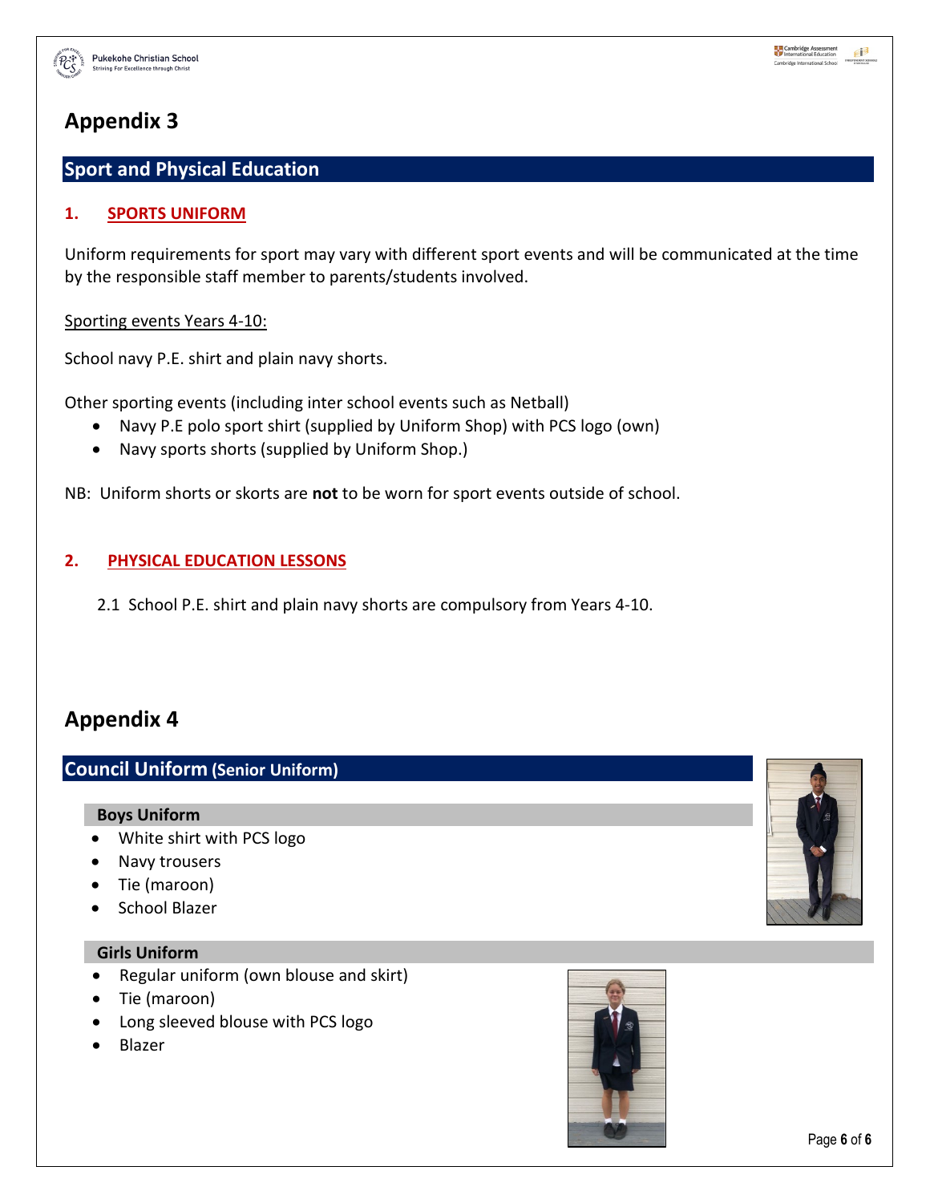# Appendix 3

## Sport and Physical Education

### 1. SPORTS UNIFORM

Uniform requirements for sport may vary with different sport events and will be communicated at the time by the responsible staff member to parents/students involved.

Sporting events Years 4-10:

School navy P.E. shirt and plain navy shorts.

Other sporting events (including inter school events such as Netball)

- Navy P.E polo sport shirt (supplied by Uniform Shop) with PCS logo (own)
- Navy sports shorts (supplied by Uniform Shop.)

NB: Uniform shorts or skorts are **not** to be worn for sport events outside of school.

### 2. PHYSICAL EDUCATION LESSONS

2.1 School P.E. shirt and plain navy shorts are compulsory from Years 4-10.

# Appendix 4

## Council Uniform (Senior Uniform)

**Boys Uniform**

- White shirt with PCS logo
- Navy trousers
- Tie (maroon)
- School Blazer

**Girls Uniform**

- Regular uniform (own blouse and skirt)
- Tie (maroon)
- Long sleeved blouse with PCS logo
- Blazer